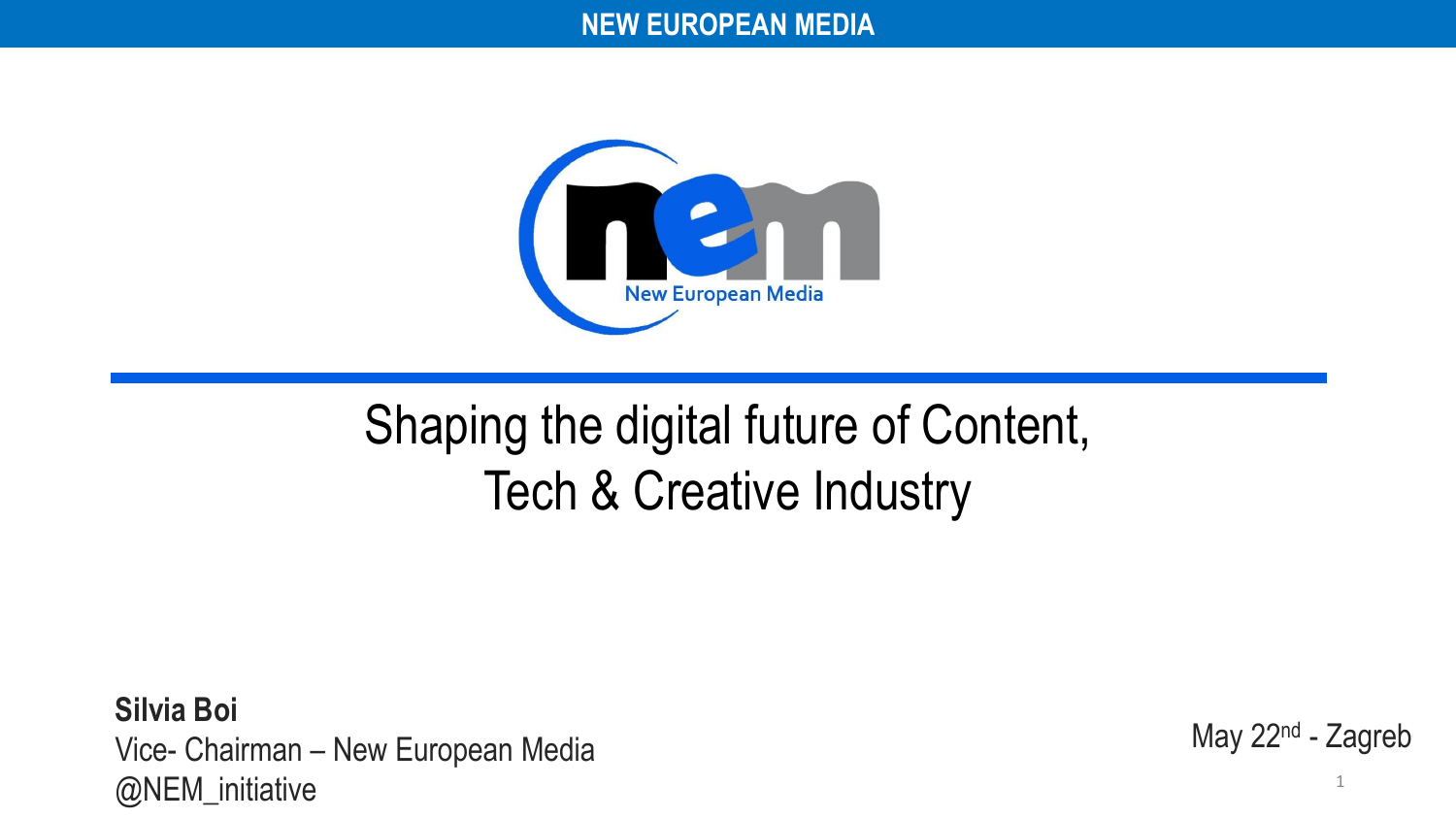# Shaping the digital future of Content, Tech & Creative Industry

**Silvia Boi**
Vice- Chairman – New European Media
@NEM_initiative

May 22nd - Zagreb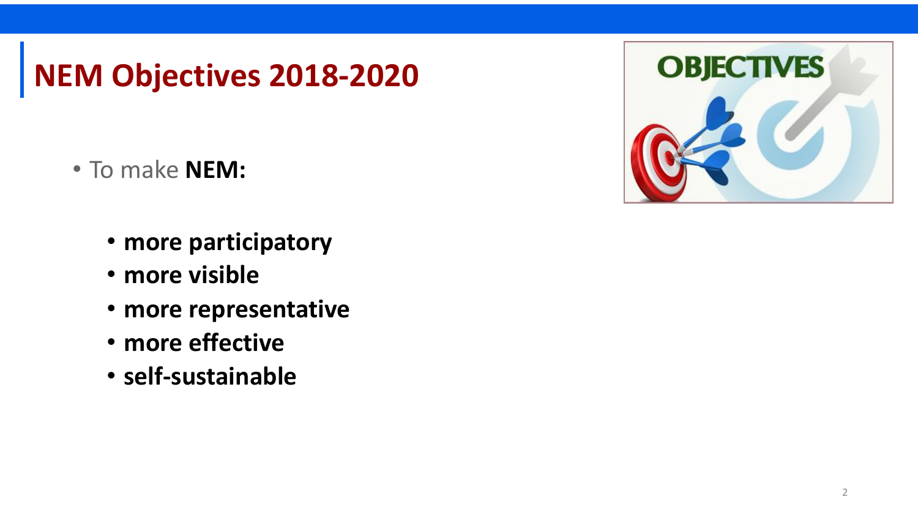# NEM Objectives 2018-2020

- To make **NEM:**
  - **more participatory**
  - **more visible**
  - **more representative**
  - **more effective**
  - **self-sustainable**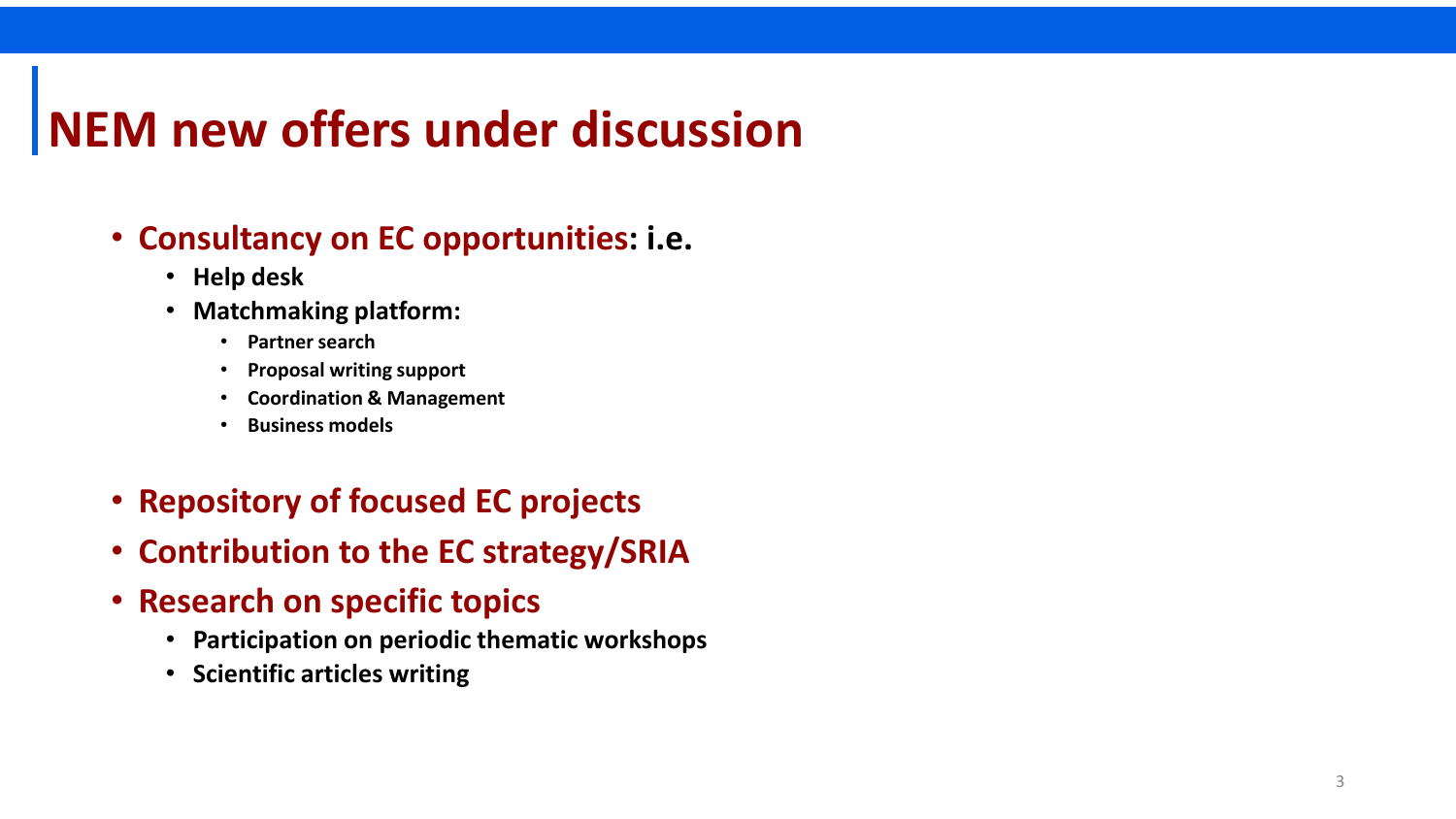# NEM new offers under discussion

- **Consultancy on EC opportunities: i.e.**
  - **Help desk**
  - **Matchmaking platform:**
    - **Partner search**
    - **Proposal writing support**
    - **Coordination & Management**
    - **Business models**

- **Repository of focused EC projects**
- **Contribution to the EC strategy/SRIA**
- **Research on specific topics**
  - **Participation on periodic thematic workshops**
  - **Scientific articles writing**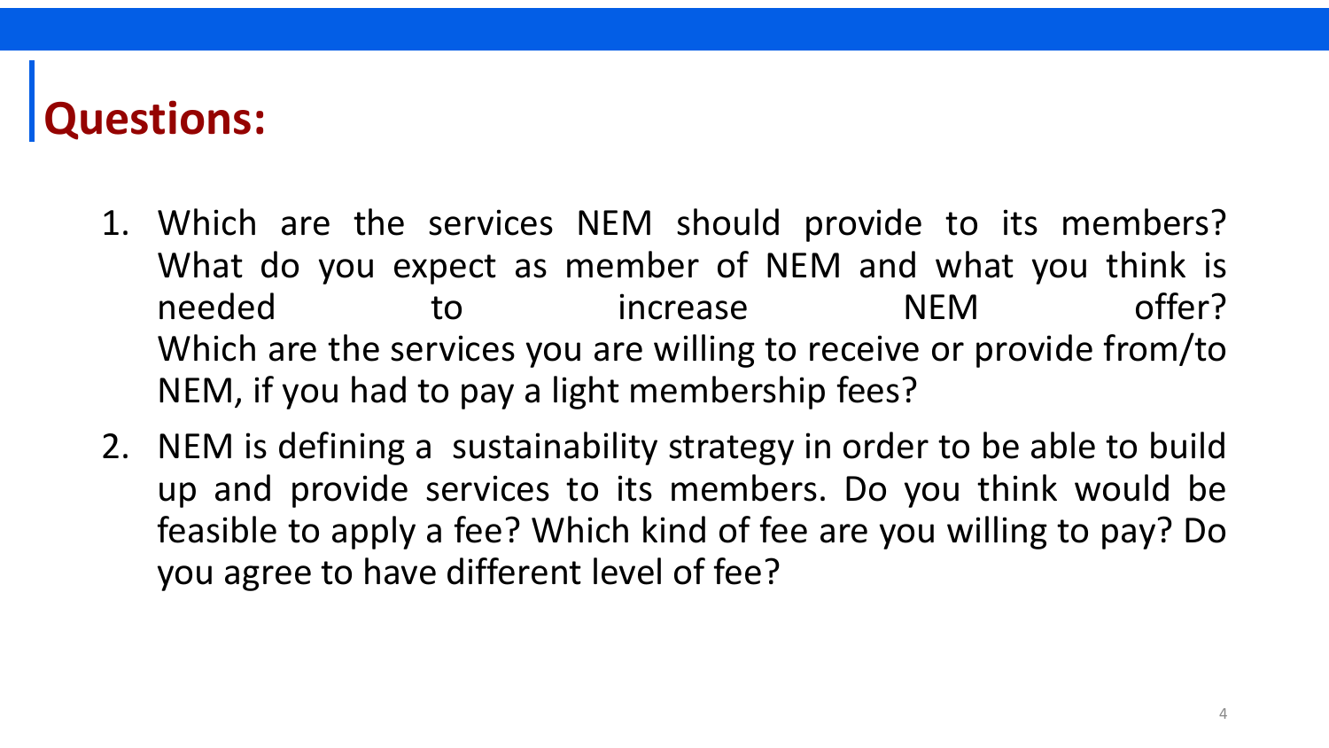# Questions:

1. Which are the services NEM should provide to its members? What do you expect as member of NEM and what you think is needed to increase NEM offer? Which are the services you are willing to receive or provide from/to NEM, if you had to pay a light membership fees?
2. NEM is defining a sustainability strategy in order to be able to build up and provide services to its members. Do you think would be feasible to apply a fee? Which kind of fee are you willing to pay? Do you agree to have different level of fee?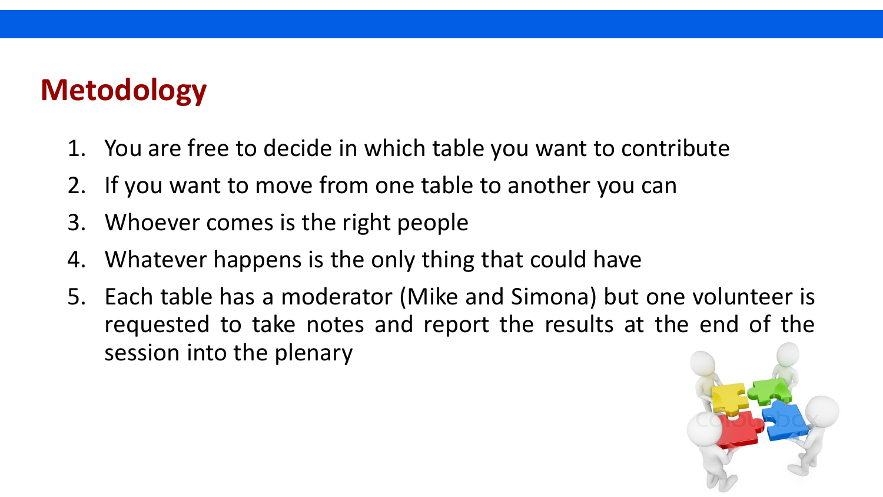## Metodology

1. You are free to decide in which table you want to contribute
2. If you want to move from one table to another you can
3. Whoever comes is the right people
4. Whatever happens is the only thing that could have
5. Each table has a moderator (Mike and Simona) but one volunteer is requested to take notes and report the results at the end of the session into the plenary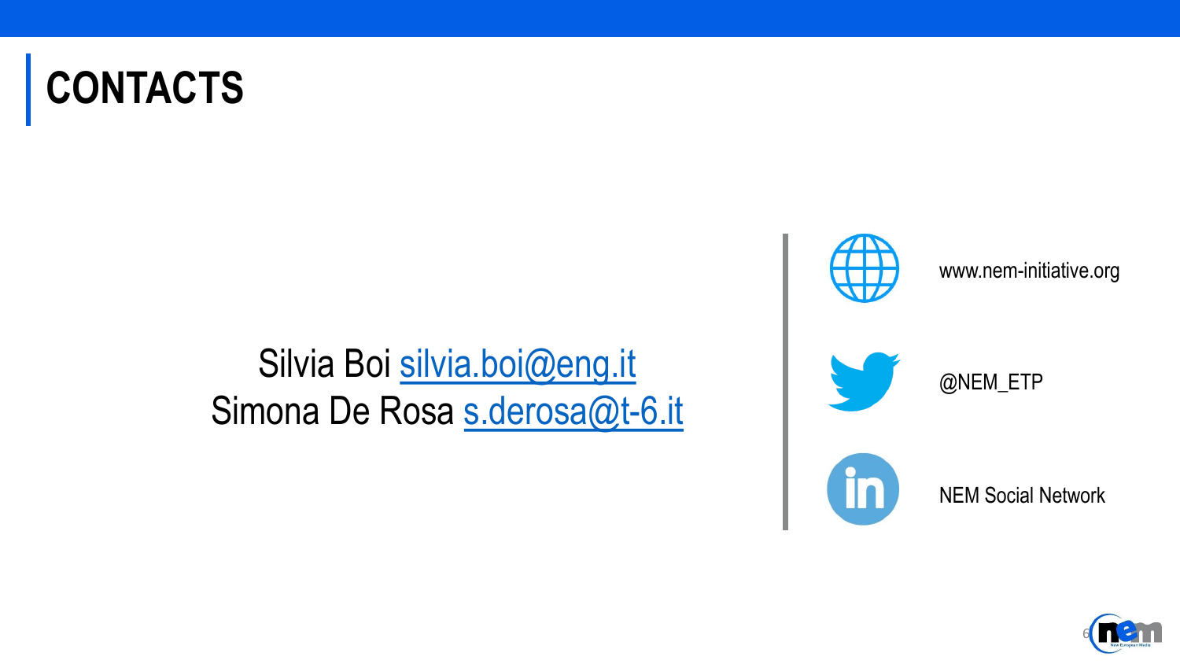# CONTACTS

Silvia Boi silvia.boi@eng.it
Simona De Rosa s.derosa@t-6.it

www.nem-initiative.org

@NEM_ETP

NEM Social Network